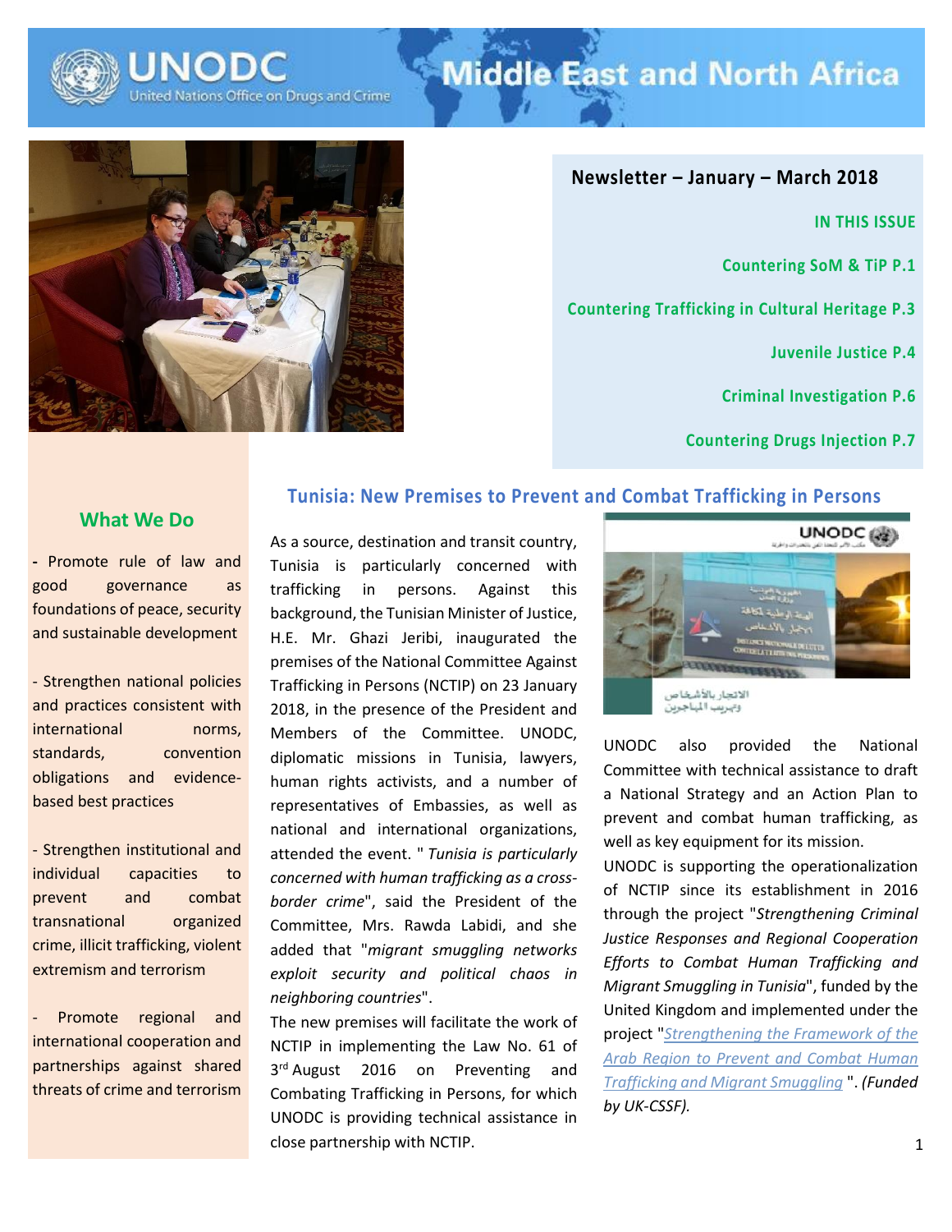# UNODC Middle East and North Africa

## Newsletter – January – March 2018

**IN THIS ISSUE**

Countering SoM & TiP P.1

Countering Trafficking in Cultural Heritage P.3

Juvenile Justice P.4

Criminal Investigation P.6

Countering Drugs Injection P.7

## What We Do

- Promote rule of law and good governance as foundations of peace, security and sustainable development

- Strengthen national policies and practices consistent with international norms, standards, convention obligations and evidence-based best practices

- Strengthen institutional and individual capacities to prevent and combat transnational organized crime, illicit trafficking, violent extremism and terrorism

- Promote regional and international cooperation and partnerships against shared threats of crime and terrorism

## Tunisia: New Premises to Prevent and Combat Trafficking in Persons

As a source, destination and transit country, Tunisia is particularly concerned with trafficking in persons. Against this background, the Tunisian Minister of Justice, H.E. Mr. Ghazi Jeribi, inaugurated the premises of the National Committee Against Trafficking in Persons (NCTIP) on 23 January 2018, in the presence of the President and Members of the Committee. UNODC, diplomatic missions in Tunisia, lawyers, human rights activists, and a number of representatives of Embassies, as well as national and international organizations, attended the event. " *Tunisia is particularly concerned with human trafficking as a cross-border crime*", said the President of the Committee, Mrs. Rawda Labidi, and she added that "*migrant smuggling networks exploit security and political chaos in neighboring countries*".

The new premises will facilitate the work of NCTIP in implementing the Law No. 61 of 3rd August 2016 on Preventing and Combating Trafficking in Persons, for which UNODC is providing technical assistance in close partnership with NCTIP.

UNODC also provided the National Committee with technical assistance to draft a National Strategy and an Action Plan to prevent and combat human trafficking, as well as key equipment for its mission.

UNODC is supporting the operationalization of NCTIP since its establishment in 2016 through the project "*Strengthening Criminal Justice Responses and Regional Cooperation Efforts to Combat Human Trafficking and Migrant Smuggling in Tunisia*", funded by the United Kingdom and implemented under the project "*Strengthening the Framework of the Arab Region to Prevent and Combat Human Trafficking and Migrant Smuggling* ". *(Funded by UK-CSSF).*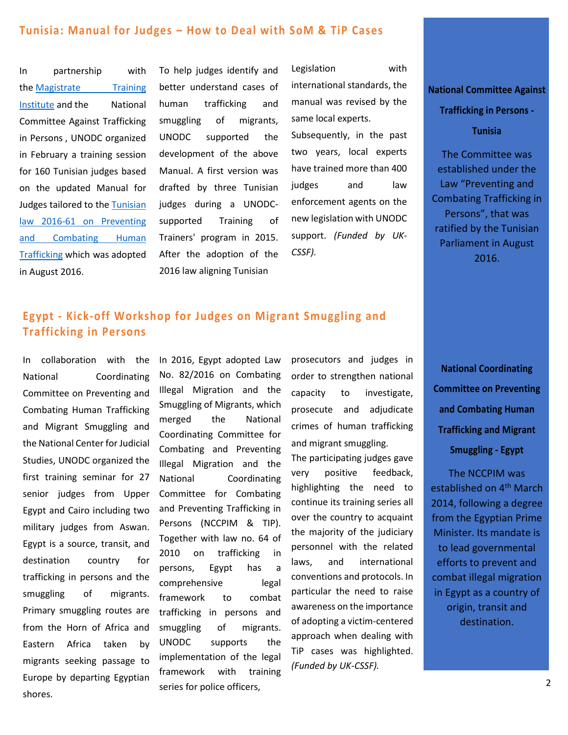## Tunisia: Manual for Judges – How to Deal with SoM & TiP Cases

In partnership with the Magistrate Training Institute and the National Committee Against Trafficking in Persons , UNODC organized in February a training session for 160 Tunisian judges based on the updated Manual for Judges tailored to the Tunisian law 2016-61 on Preventing and Combating Human Trafficking which was adopted in August 2016.

To help judges identify and better understand cases of human trafficking and smuggling of migrants, UNODC supported the development of the above Manual. A first version was drafted by three Tunisian judges during a UNODC-supported Training of Trainers' program in 2015. After the adoption of the 2016 law aligning Tunisian Legislation with international standards, the manual was revised by the same local experts.

Subsequently, in the past two years, local experts have trained more than 400 judges and law enforcement agents on the new legislation with UNODC support. *(Funded by UK-CSSF).*

**National Committee Against Trafficking in Persons - Tunisia**

The Committee was established under the Law "Preventing and Combating Trafficking in Persons", that was ratified by the Tunisian Parliament in August 2016.

## Egypt - Kick-off Workshop for Judges on Migrant Smuggling and Trafficking in Persons

In collaboration with the National Coordinating Committee on Preventing and Combating Human Trafficking and Migrant Smuggling and the National Center for Judicial Studies, UNODC organized the first training seminar for 27 senior judges from Upper Egypt and Cairo including two military judges from Aswan. Egypt is a source, transit, and destination country for trafficking in persons and the smuggling of migrants. Primary smuggling routes are from the Horn of Africa and Eastern Africa taken by migrants seeking passage to Europe by departing Egyptian shores.

In 2016, Egypt adopted Law No. 82/2016 on Combating Illegal Migration and the Smuggling of Migrants, which merged the National Coordinating Committee for Combating and Preventing Illegal Migration and the National Coordinating Committee for Combating and Preventing Trafficking in Persons (NCCPIM & TIP). Together with law no. 64 of 2010 on trafficking in persons, Egypt has a comprehensive legal framework to combat trafficking in persons and smuggling of migrants. UNODC supports the implementation of the legal framework with training series for police officers, prosecutors and judges in order to strengthen national capacity to investigate, prosecute and adjudicate crimes of human trafficking and migrant smuggling.

The participating judges gave very positive feedback, highlighting the need to continue its training series all over the country to acquaint the majority of the judiciary personnel with the related laws, and international conventions and protocols. In particular the need to raise awareness on the importance of adopting a victim-centered approach when dealing with TiP cases was highlighted. *(Funded by UK-CSSF).*

**National Coordinating Committee on Preventing and Combating Human Trafficking and Migrant Smuggling - Egypt**

The NCCPIM was established on 4th March 2014, following a degree from the Egyptian Prime Minister. Its mandate is to lead governmental efforts to prevent and combat illegal migration in Egypt as a country of origin, transit and destination.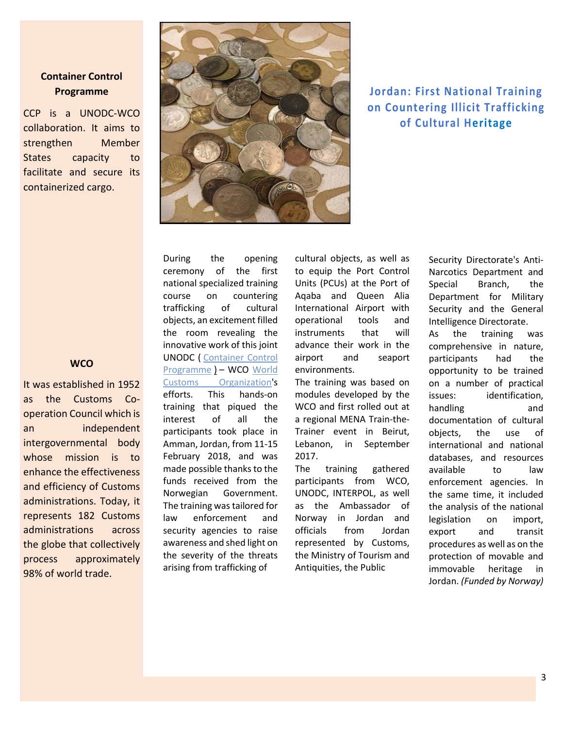## Jordan: First National Training on Countering Illicit Trafficking of Cultural Heritage

During the opening ceremony of the first national specialized training course on countering trafficking of cultural objects, an excitement filled the room revealing the innovative work of this joint UNODC ( Container Control Programme ) – WCO World Customs Organization's efforts. This hands-on training that piqued the interest of all the participants took place in Amman, Jordan, from 11-15 February 2018, and was made possible thanks to the funds received from the Norwegian Government. The training was tailored for law enforcement and security agencies to raise awareness and shed light on the severity of the threats arising from trafficking of cultural objects, as well as to equip the Port Control Units (PCUs) at the Port of Aqaba and Queen Alia International Airport with operational tools and instruments that will advance their work in the airport and seaport environments.

The training was based on modules developed by the WCO and first rolled out at a regional MENA Train-the-Trainer event in Beirut, Lebanon, in September 2017.

The training gathered participants from WCO, UNODC, INTERPOL, as well as the Ambassador of Norway in Jordan and officials from Jordan represented by Customs, the Ministry of Tourism and Antiquities, the Public Security Directorate's Anti-Narcotics Department and Special Branch, the Department for Military Security and the General Intelligence Directorate.

As the training was comprehensive in nature, participants had the opportunity to be trained on a number of practical issues: identification, handling and documentation of cultural objects, the use of international and national databases, and resources available to law enforcement agencies. In the same time, it included the analysis of the national legislation on import, export and transit procedures as well as on the protection of movable and immovable heritage in Jordan. *(Funded by Norway)*

---

**Container Control Programme**

CCP is a UNODC-WCO collaboration. It aims to strengthen Member States capacity to facilitate and secure its containerized cargo.

**WCO**

It was established in 1952 as the Customs Co-operation Council which is an independent intergovernmental body whose mission is to enhance the effectiveness and efficiency of Customs administrations. Today, it represents 182 Customs administrations across the globe that collectively process approximately 98% of world trade.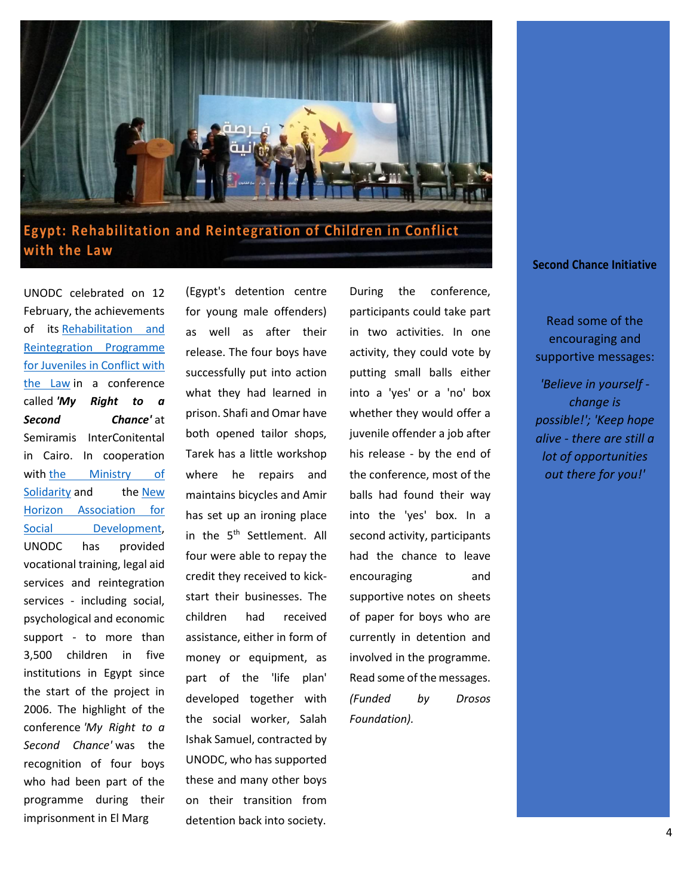## Egypt: Rehabilitation and Reintegration of Children in Conflict with the Law

UNODC celebrated on 12 February, the achievements of its Rehabilitation and Reintegration Programme for Juveniles in Conflict with the Law in a conference called ***'My Right to a Second Chance'*** at Semiramis InterConitental in Cairo. In cooperation with the Ministry of Solidarity and the New Horizon Association for Social Development, UNODC has provided vocational training, legal aid services and reintegration services - including social, psychological and economic support - to more than 3,500 children in five institutions in Egypt since the start of the project in 2006. The highlight of the conference *'My Right to a Second Chance'* was the recognition of four boys who had been part of the programme during their imprisonment in El Marg (Egypt's detention centre for young male offenders) as well as after their release. The four boys have successfully put into action what they had learned in prison. Shafi and Omar have both opened tailor shops, Tarek has a little workshop where he repairs and maintains bicycles and Amir has set up an ironing place in the 5th Settlement. All four were able to repay the credit they received to kick-start their businesses. The children had received assistance, either in form of money or equipment, as part of the 'life plan' developed together with the social worker, Salah Ishak Samuel, contracted by UNODC, who has supported these and many other boys on their transition from detention back into society.

During the conference, participants could take part in two activities. In one activity, they could vote by putting small balls either into a 'yes' or a 'no' box whether they would offer a juvenile offender a job after his release - by the end of the conference, most of the balls had found their way into the 'yes' box. In a second activity, participants had the chance to leave encouraging and supportive notes on sheets of paper for boys who are currently in detention and involved in the programme. Read some of the messages. *(Funded by Drosos Foundation).*

**Second Chance Initiative**

Read some of the encouraging and supportive messages:

*'Believe in yourself - change is possible!'; 'Keep hope alive - there are still a lot of opportunities out there for you!'*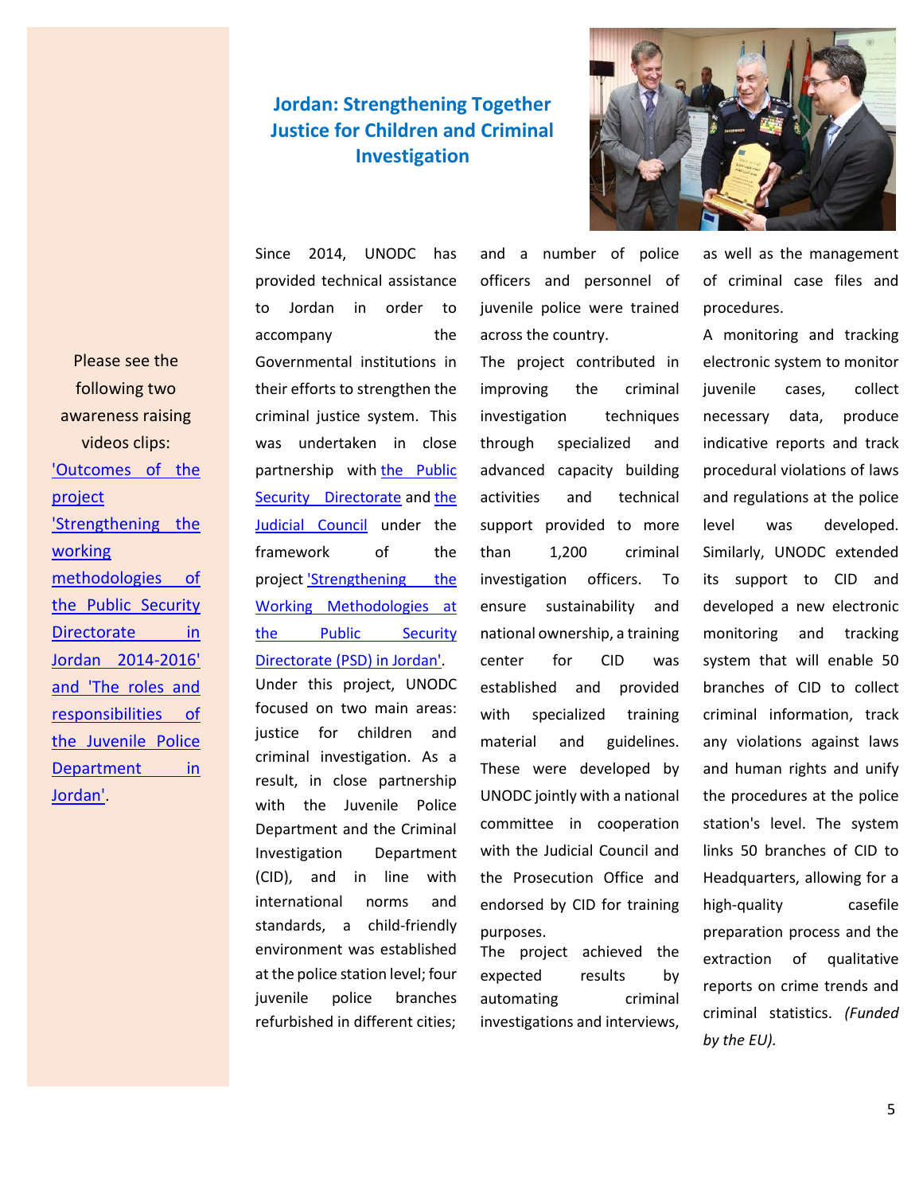## Jordan: Strengthening Together Justice for Children and Criminal Investigation

Please see the following two awareness raising videos clips: 'Outcomes of the project 'Strengthening the working methodologies of the Public Security Directorate in Jordan 2014-2016' and 'The roles and responsibilities of the Juvenile Police Department in Jordan'.

Since 2014, UNODC has provided technical assistance to Jordan in order to accompany the Governmental institutions in their efforts to strengthen the criminal justice system. This was undertaken in close partnership with the Public Security Directorate and the Judicial Council under the framework of the project 'Strengthening the Working Methodologies at the Public Security Directorate (PSD) in Jordan'. Under this project, UNODC focused on two main areas: justice for children and criminal investigation. As a result, in close partnership with the Juvenile Police Department and the Criminal Investigation Department (CID), and in line with international norms and standards, a child-friendly environment was established at the police station level; four juvenile police branches refurbished in different cities; and a number of police officers and personnel of juvenile police were trained across the country.

The project contributed in improving the criminal investigation techniques through specialized and advanced capacity building activities and technical support provided to more than 1,200 criminal investigation officers. To ensure sustainability and national ownership, a training center for CID was established and provided with specialized training material and guidelines. These were developed by UNODC jointly with a national committee in cooperation with the Judicial Council and the Prosecution Office and endorsed by CID for training purposes.

The project achieved the expected results by automating criminal investigations and interviews, as well as the management of criminal case files and procedures.

A monitoring and tracking electronic system to monitor juvenile cases, collect necessary data, produce indicative reports and track procedural violations of laws and regulations at the police level was developed. Similarly, UNODC extended its support to CID and developed a new electronic monitoring and tracking system that will enable 50 branches of CID to collect criminal information, track any violations against laws and human rights and unify the procedures at the police station's level. The system links 50 branches of CID to Headquarters, allowing for a high-quality casefile preparation process and the extraction of qualitative reports on crime trends and criminal statistics. *(Funded by the EU).*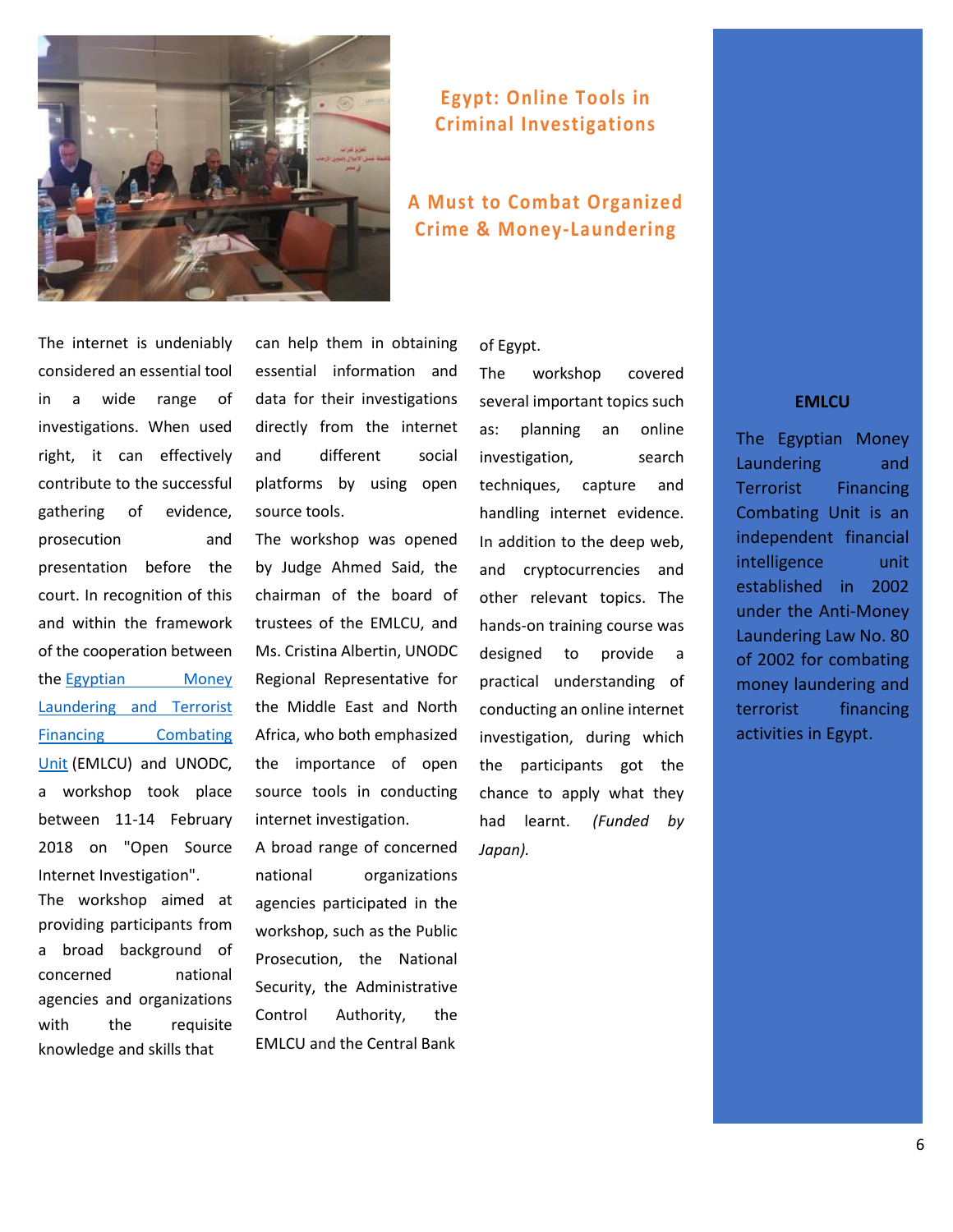# Egypt: Online Tools in Criminal Investigations

## A Must to Combat Organized Crime & Money-Laundering

The internet is undeniably considered an essential tool in a wide range of investigations. When used right, it can effectively contribute to the successful gathering of evidence, prosecution and presentation before the court. In recognition of this and within the framework of the cooperation between the Egyptian Money Laundering and Terrorist Financing Combating Unit (EMLCU) and UNODC, a workshop took place between 11-14 February 2018 on "Open Source Internet Investigation".

The workshop aimed at providing participants from a broad background of concerned national agencies and organizations with the requisite knowledge and skills that can help them in obtaining essential information and data for their investigations directly from the internet and different social platforms by using open source tools.

The workshop was opened by Judge Ahmed Said, the chairman of the board of trustees of the EMLCU, and Ms. Cristina Albertin, UNODC Regional Representative for the Middle East and North Africa, who both emphasized the importance of open source tools in conducting internet investigation.

A broad range of concerned national organizations agencies participated in the workshop, such as the Public Prosecution, the National Security, the Administrative Control Authority, the EMLCU and the Central Bank of Egypt.

The workshop covered several important topics such as: planning an online investigation, search techniques, capture and handling internet evidence. In addition to the deep web, and cryptocurrencies and other relevant topics. The hands-on training course was designed to provide a practical understanding of conducting an online internet investigation, during which the participants got the chance to apply what they had learnt. *(Funded by Japan).*

**EMLCU**

The Egyptian Money Laundering and Terrorist Financing Combating Unit is an independent financial intelligence unit established in 2002 under the Anti-Money Laundering Law No. 80 of 2002 for combating money laundering and terrorist financing activities in Egypt.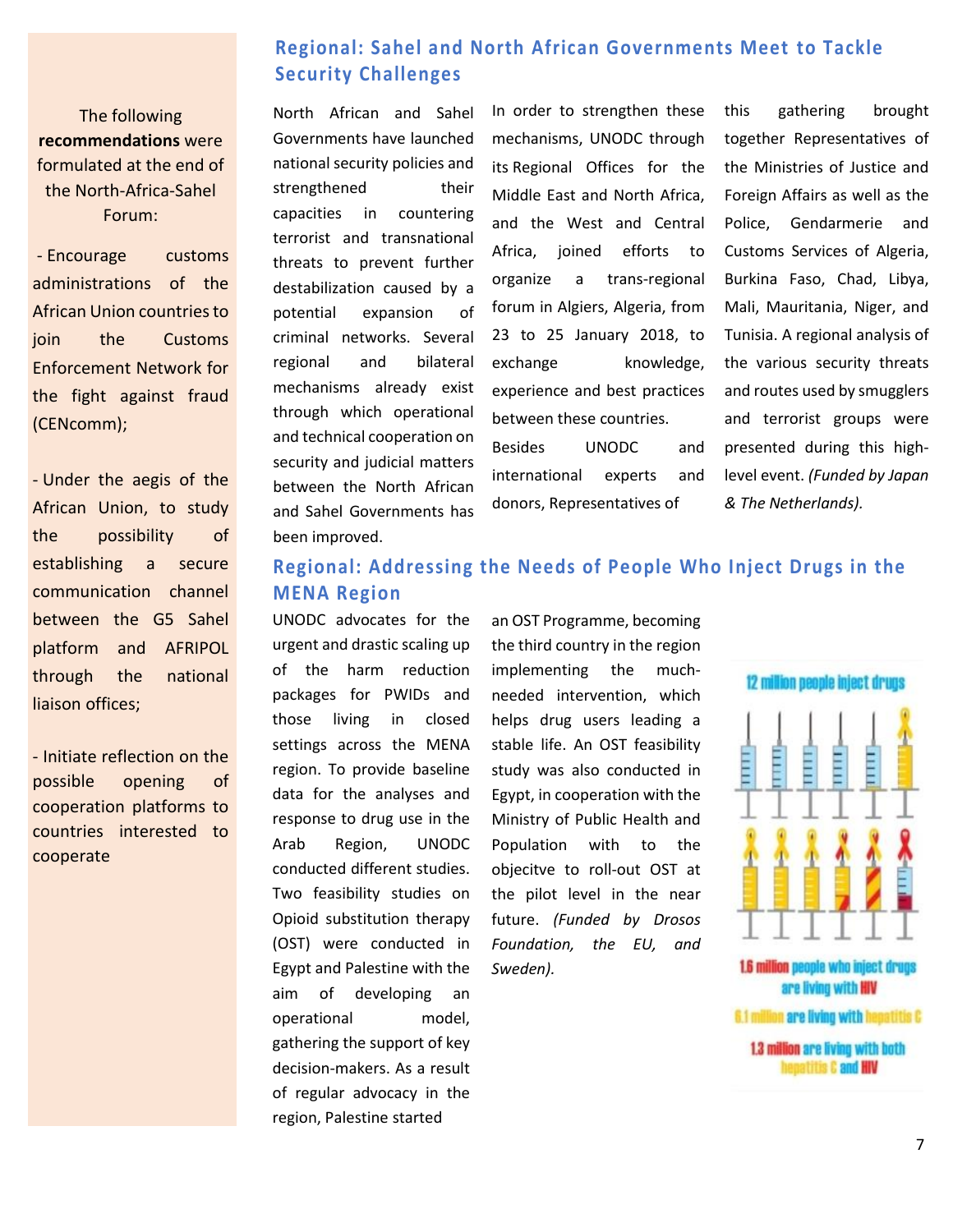The following **recommendations** were formulated at the end of the North-Africa-Sahel Forum:

- Encourage customs administrations of the African Union countries to join the Customs Enforcement Network for the fight against fraud (CENcomm);

- Under the aegis of the African Union, to study the possibility of establishing a secure communication channel between the G5 Sahel platform and AFRIPOL through the national liaison offices;

- Initiate reflection on the possible opening of cooperation platforms to countries interested to cooperate

## Regional: Sahel and North African Governments Meet to Tackle Security Challenges

North African and Sahel Governments have launched national security policies and strengthened their capacities in countering terrorist and transnational threats to prevent further destabilization caused by a potential expansion of criminal networks. Several regional and bilateral mechanisms already exist through which operational and technical cooperation on security and judicial matters between the North African and Sahel Governments has been improved.

In order to strengthen these mechanisms, UNODC through its Regional Offices for the Middle East and North Africa, and the West and Central Africa, joined efforts to organize a trans-regional forum in Algiers, Algeria, from 23 to 25 January 2018, to exchange knowledge, experience and best practices between these countries.

Besides UNODC and international experts and donors, Representatives of this gathering brought together Representatives of the Ministries of Justice and Foreign Affairs as well as the Police, Gendarmerie and Customs Services of Algeria, Burkina Faso, Chad, Libya, Mali, Mauritania, Niger, and Tunisia. A regional analysis of the various security threats and routes used by smugglers and terrorist groups were presented during this high-level event. *(Funded by Japan & The Netherlands).*

## Regional: Addressing the Needs of People Who Inject Drugs in the MENA Region

UNODC advocates for the urgent and drastic scaling up of the harm reduction packages for PWIDs and those living in closed settings across the MENA region. To provide baseline data for the analyses and response to drug use in the Arab Region, UNODC conducted different studies. Two feasibility studies on Opioid substitution therapy (OST) were conducted in Egypt and Palestine with the aim of developing an operational model, gathering the support of key decision-makers. As a result of regular advocacy in the region, Palestine started an OST Programme, becoming the third country in the region implementing the much-needed intervention, which helps drug users leading a stable life. An OST feasibility study was also conducted in Egypt, in cooperation with the Ministry of Public Health and Population with to the objecitve to roll-out OST at the pilot level in the near future. *(Funded by Drosos Foundation, the EU, and Sweden).*

12 million people inject drugs

1.6 million people who inject drugs are living with HIV

6.1 million are living with hepatitis C

1.3 million are living with both hepatitis C and HIV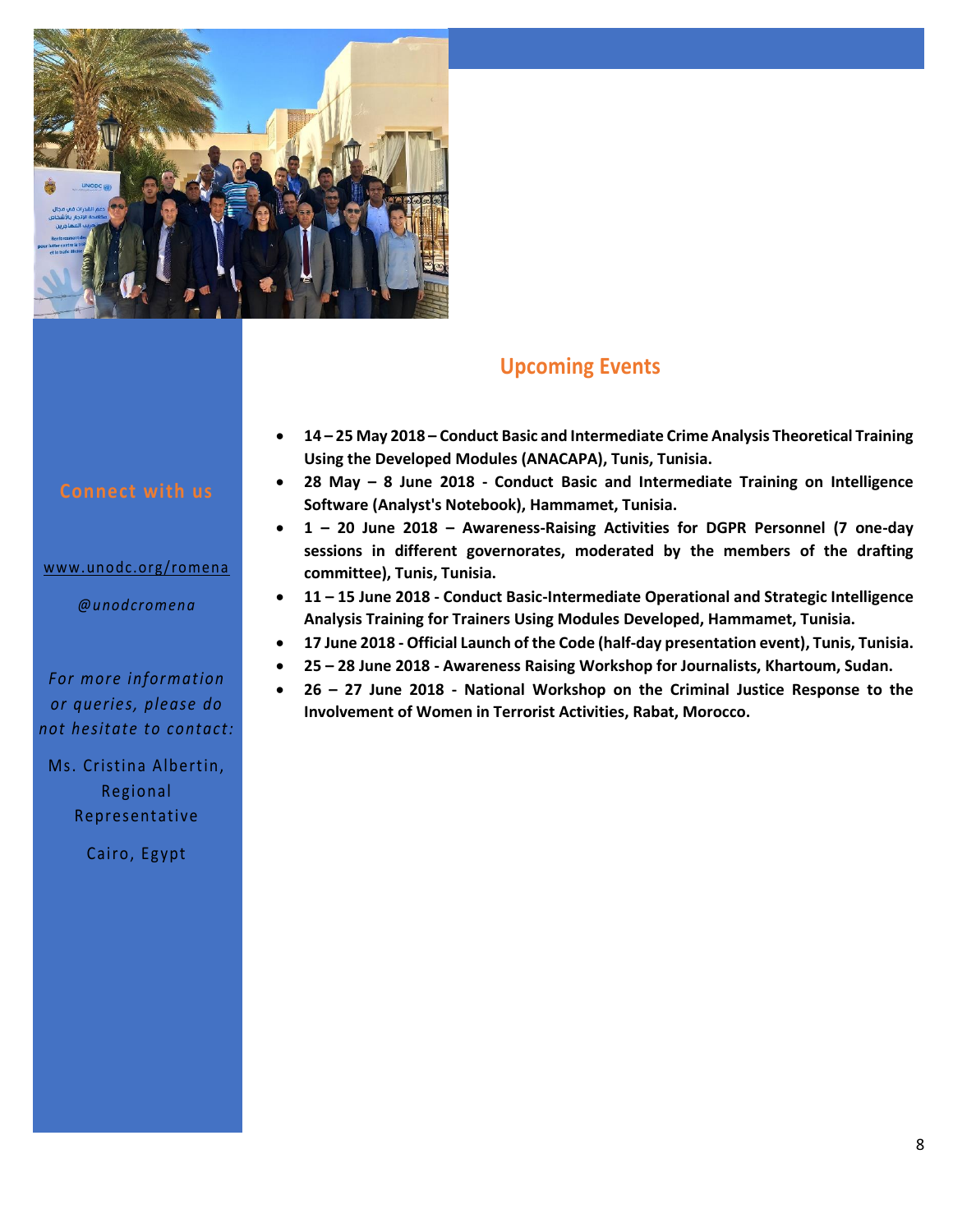## Upcoming Events

- **14 – 25 May 2018 – Conduct Basic and Intermediate Crime Analysis Theoretical Training Using the Developed Modules (ANACAPA), Tunis, Tunisia.**
- **28 May – 8 June 2018 - Conduct Basic and Intermediate Training on Intelligence Software (Analyst's Notebook), Hammamet, Tunisia.**
- **1 – 20 June 2018 – Awareness-Raising Activities for DGPR Personnel (7 one-day sessions in different governorates, moderated by the members of the drafting committee), Tunis, Tunisia.**
- **11 – 15 June 2018 - Conduct Basic-Intermediate Operational and Strategic Intelligence Analysis Training for Trainers Using Modules Developed, Hammamet, Tunisia.**
- **17 June 2018 - Official Launch of the Code (half-day presentation event), Tunis, Tunisia.**
- **25 – 28 June 2018 - Awareness Raising Workshop for Journalists, Khartoum, Sudan.**
- **26 – 27 June 2018 - National Workshop on the Criminal Justice Response to the Involvement of Women in Terrorist Activities, Rabat, Morocco.**

### Connect with us

www.unodc.org/romena

*@unodcromena*

*For more information or queries, please do not hesitate to contact:*

Ms. Cristina Albertin, Regional Representative

Cairo, Egypt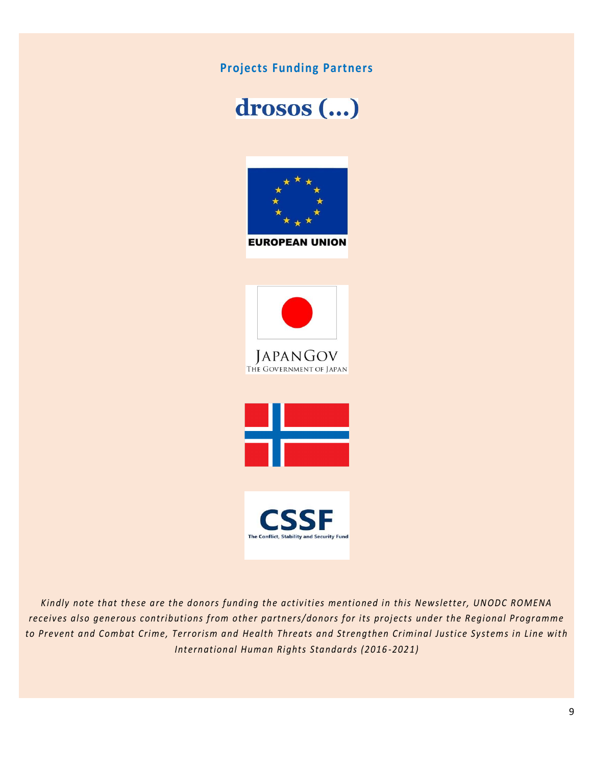## Projects Funding Partners

drosos (...)

EUROPEAN UNION

JAPANGOV
THE GOVERNMENT OF JAPAN

CSSF
The Conflict, Stability and Security Fund

*Kindly note that these are the donors funding the activities mentioned in this Newsletter, UNODC ROMENA receives also generous contributions from other partners/donors for its projects under the Regional Programme to Prevent and Combat Crime, Terrorism and Health Threats and Strengthen Criminal Justice Systems in Line with International Human Rights Standards (2016-2021)*